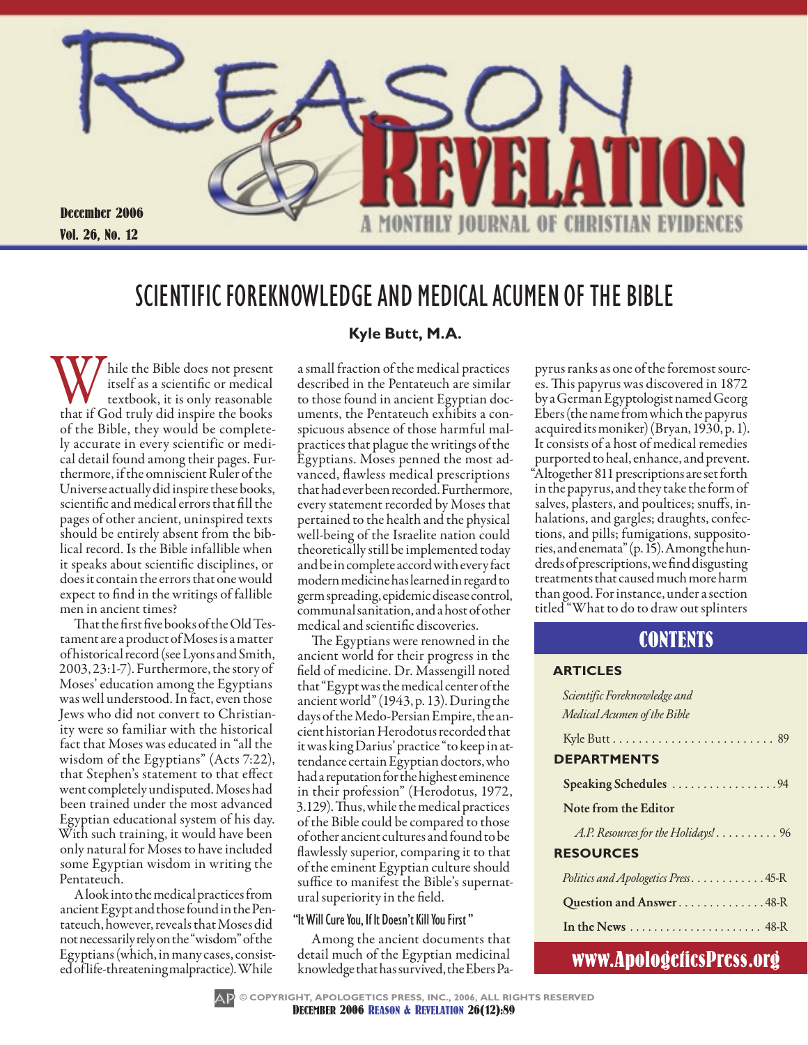# Reason & Revelation

December 2006
Vol. 26, No. 12

A MONTHLY JOURNAL OF CHRISTIAN EVIDENCES

## SCIENTIFIC FOREKNOWLEDGE AND MEDICAL ACUMEN OF THE BIBLE

**Kyle Butt, M.A.**

While the Bible does not present itself as a scientific or medical textbook, it is only reasonable that if God truly did inspire the books of the Bible, they would be completely accurate in every scientific or medical detail found among their pages. Furthermore, if the omniscient Ruler of the Universe actually did inspire these books, scientific and medical errors that fill the pages of other ancient, uninspired texts should be entirely absent from the biblical record. Is the Bible infallible when it speaks about scientific disciplines, or does it contain the errors that one would expect to find in the writings of fallible men in ancient times?

That the first five books of the Old Testament are a product of Moses is a matter of historical record (see Lyons and Smith, 2003, 23:1-7). Furthermore, the story of Moses' education among the Egyptians was well understood. In fact, even those Jews who did not convert to Christianity were so familiar with the historical fact that Moses was educated in "all the wisdom of the Egyptians" (Acts 7:22), that Stephen's statement to that effect went completely undisputed. Moses had been trained under the most advanced Egyptian educational system of his day. With such training, it would have been only natural for Moses to have included some Egyptian wisdom in writing the Pentateuch.

A look into the medical practices from ancient Egypt and those found in the Pentateuch, however, reveals that Moses did not necessarily rely on the "wisdom" of the Egyptians (which, in many cases, consisted of life-threatening malpractice). While a small fraction of the medical practices described in the Pentateuch are similar to those found in ancient Egyptian documents, the Pentateuch exhibits a conspicuous absence of those harmful malpractices that plague the writings of the Egyptians. Moses penned the most advanced, flawless medical prescriptions that had ever been recorded. Furthermore, every statement recorded by Moses that pertained to the health and the physical well-being of the Israelite nation could theoretically still be implemented today and be in complete accord with every fact modern medicine has learned in regard to germ spreading, epidemic disease control, communal sanitation, and a host of other medical and scientific discoveries.

The Egyptians were renowned in the ancient world for their progress in the field of medicine. Dr. Massengill noted that "Egypt was the medical center of the ancient world" (1943, p. 13). During the days of the Medo-Persian Empire, the ancient historian Herodotus recorded that it was king Darius' practice "to keep in attendance certain Egyptian doctors, who had a reputation for the highest eminence in their profession" (Herodotus, 1972, 3.129). Thus, while the medical practices of the Bible could be compared to those of other ancient cultures and found to be flawlessly superior, comparing it to that of the eminent Egyptian culture should suffice to manifest the Bible's supernatural superiority in the field.

### "It Will Cure You, If It Doesn't Kill You First"

Among the ancient documents that detail much of the Egyptian medicinal knowledge that has survived, the Ebers Papyrus ranks as one of the foremost sources. This papyrus was discovered in 1872 by a German Egyptologist named Georg Ebers (the name from which the papyrus acquired its moniker) (Bryan, 1930, p. 1). It consists of a host of medical remedies purported to heal, enhance, and prevent. "Altogether 811 prescriptions are set forth in the papyrus, and they take the form of salves, plasters, and poultices; snuffs, inhalations, and gargles; draughts, confections, and pills; fumigations, suppositories, and enemata" (p. 15). Among the hundreds of prescriptions, we find disgusting treatments that caused much more harm than good. For instance, under a section titled "What to do to draw out splinters

---

## CONTENTS

**ARTICLES**

*Scientific Foreknowledge and Medical Acumen of the Bible*
Kyle Butt . . . . . . . . . . . . . . . . . . . . . . . . . 89

**DEPARTMENTS**

**Speaking Schedules** . . . . . . . . . . . . . . . . . 94

**Note from the Editor**

*A.P. Resources for the Holidays!* . . . . . . . . . . 96

**RESOURCES**

*Politics and Apologetics Press* . . . . . . . . . . . . 45-R

**Question and Answer** . . . . . . . . . . . . . 48-R

**In the News** . . . . . . . . . . . . . . . . . . . . . . 48-R

www.ApologeticsPress.org

© COPYRIGHT, APOLOGETICS PRESS, INC., 2006, ALL RIGHTS RESERVED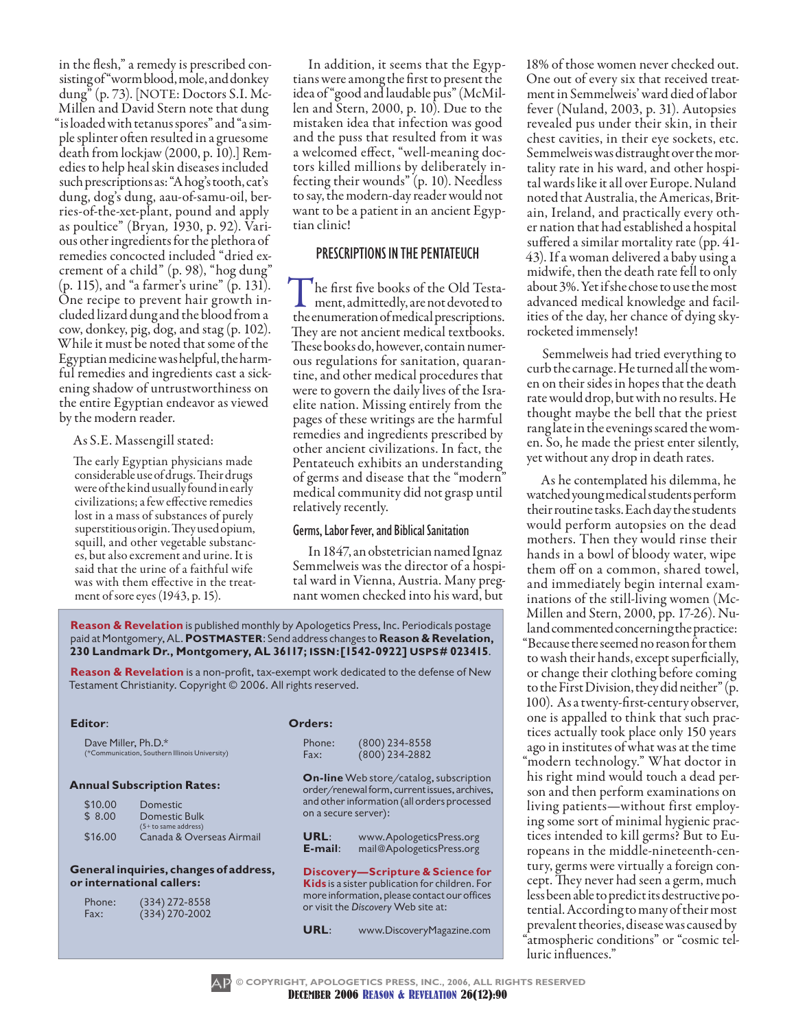in the flesh," a remedy is prescribed consisting of "worm blood, mole, and donkey dung" (p. 73). [NOTE: Doctors S.I. McMillen and David Stern note that dung "is loaded with tetanus spores" and "a simple splinter often resulted in a gruesome death from lockjaw (2000, p. 10).] Remedies to help heal skin diseases included such prescriptions as: "A hog's tooth, cat's dung, dog's dung, aau-of-samu-oil, berries-of-the-xet-plant, pound and apply as poultice" (Bryan, 1930, p. 92). Various other ingredients for the plethora of remedies concocted included "dried excrement of a child" (p. 98), "hog dung" (p. 115), and "a farmer's urine" (p. 131). One recipe to prevent hair growth included lizard dung and the blood from a cow, donkey, pig, dog, and stag (p. 102). While it must be noted that some of the Egyptian medicine was helpful, the harmful remedies and ingredients cast a sickening shadow of untrustworthiness on the entire Egyptian endeavor as viewed by the modern reader.

As S.E. Massengill stated:

> The early Egyptian physicians made considerable use of drugs. Their drugs were of the kind usually found in early civilizations; a few effective remedies lost in a mass of substances of purely superstitious origin. They used opium, squill, and other vegetable substances, but also excrement and urine. It is said that the urine of a faithful wife was with them effective in the treatment of sore eyes (1943, p. 15).

In addition, it seems that the Egyptians were among the first to present the idea of "good and laudable pus" (McMillen and Stern, 2000, p. 10). Due to the mistaken idea that infection was good and the puss that resulted from it was a welcomed effect, "well-meaning doctors killed millions by deliberately infecting their wounds" (p. 10). Needless to say, the modern-day reader would not want to be a patient in an ancient Egyptian clinic!

## PRESCRIPTIONS IN THE PENTATEUCH

The first five books of the Old Testament, admittedly, are not devoted to the enumeration of medical prescriptions. They are not ancient medical textbooks. These books do, however, contain numerous regulations for sanitation, quarantine, and other medical procedures that were to govern the daily lives of the Israelite nation. Missing entirely from the pages of these writings are the harmful remedies and ingredients prescribed by other ancient civilizations. In fact, the Pentateuch exhibits an understanding of germs and disease that the "modern" medical community did not grasp until relatively recently.

### Germs, Labor Fever, and Biblical Sanitation

In 1847, an obstetrician named Ignaz Semmelweis was the director of a hospital ward in Vienna, Austria. Many pregnant women checked into his ward, but 18% of those women never checked out. One out of every six that received treatment in Semmelweis' ward died of labor fever (Nuland, 2003, p. 31). Autopsies revealed pus under their skin, in their chest cavities, in their eye sockets, etc. Semmelweis was distraught over the mortality rate in his ward, and other hospital wards like it all over Europe. Nuland noted that Australia, the Americas, Britain, Ireland, and practically every other nation that had established a hospital suffered a similar mortality rate (pp. 41-43). If a woman delivered a baby using a midwife, then the death rate fell to only about 3%. Yet if she chose to use the most advanced medical knowledge and facilities of the day, her chance of dying skyrocketed immensely!

Semmelweis had tried everything to curb the carnage. He turned all the women on their sides in hopes that the death rate would drop, but with no results. He thought maybe the bell that the priest rang late in the evenings scared the women. So, he made the priest enter silently, yet without any drop in death rates.

As he contemplated his dilemma, he watched young medical students perform their routine tasks. Each day the students would perform autopsies on the dead mothers. Then they would rinse their hands in a bowl of bloody water, wipe them off on a common, shared towel, and immediately begin internal examinations of the still-living women (McMillen and Stern, 2000, pp. 17-26). Nuland commented concerning the practice: "Because there seemed no reason for them to wash their hands, except superficially, or change their clothing before coming to the First Division, they did neither" (p. 100). As a twenty-first-century observer, one is appalled to think that such practices actually took place only 150 years ago in institutes of what was at the time "modern technology." What doctor in his right mind would touch a dead person and then perform examinations on living patients—without first employing some sort of minimal hygienic practices intended to kill germs? But to Europeans in the middle-nineteenth-century, germs were virtually a foreign concept. They never had seen a germ, much less been able to predict its destructive potential. According to many of their most prevalent theories, disease was caused by "atmospheric conditions" or "cosmic telluric influences."

---

**Reason & Revelation** is published monthly by Apologetics Press, Inc. Periodicals postage paid at Montgomery, AL. **POSTMASTER**: Send address changes to **Reason & Revelation, 230 Landmark Dr., Montgomery, AL 36117; ISSN:[1542-0922] USPS# 023415**.

**Reason & Revelation** is a non-profit, tax-exempt work dedicated to the defense of New Testament Christianity. Copyright © 2006. All rights reserved.

**Editor**:

Dave Miller, Ph.D.*
(*Communication, Southern Illinois University)

**Annual Subscription Rates:**

| | |
|---|---|
| $10.00 | Domestic |
| $ 8.00 | Domestic Bulk (5+ to same address) |
| $16.00 | Canada & Overseas Airmail |

**General inquiries, changes of address, or international callers:**

Phone: (334) 272-8558
Fax: (334) 270-2002

**Orders:**

Phone: (800) 234-8558
Fax: (800) 234-2882

**On-line** Web store/catalog, subscription order/renewal form, current issues, archives, and other information (all orders processed on a secure server):

**URL**: www.ApologeticsPress.org
**E-mail**: mail@ApologeticsPress.org

**Discovery—Scripture & Science for Kids** is a sister publication for children. For more information, please contact our offices or visit the *Discovery* Web site at:

**URL**: www.DiscoveryMagazine.com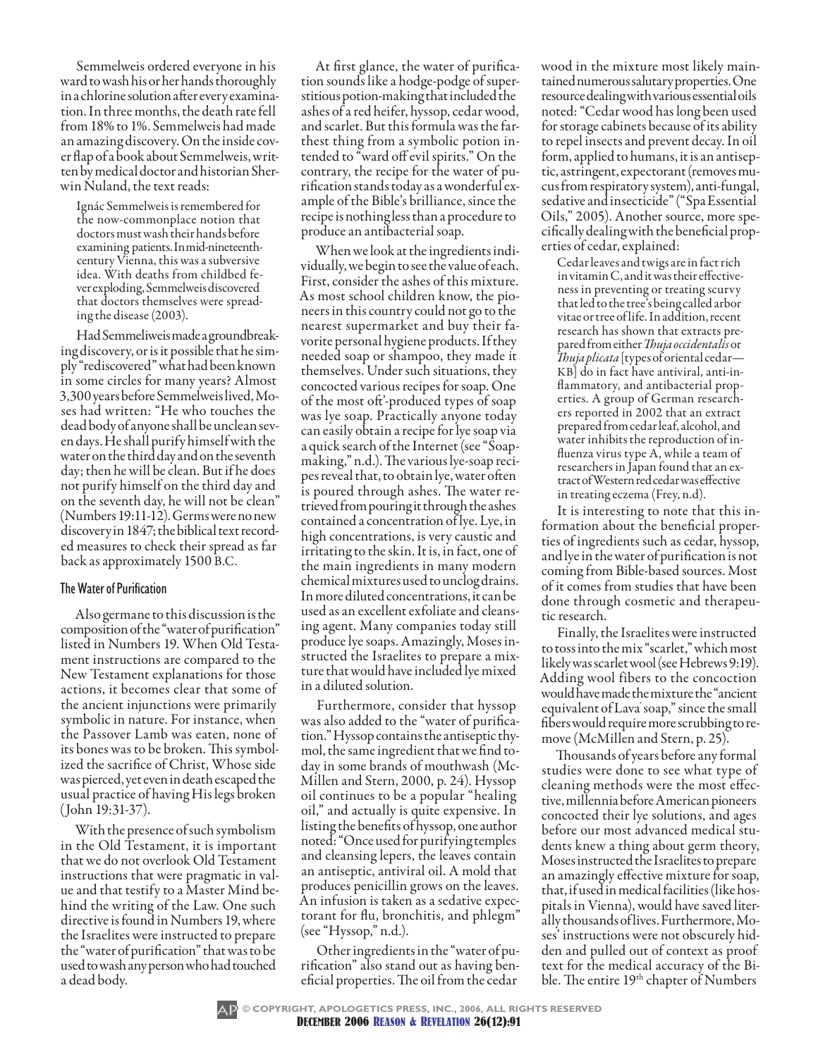Semmelweis ordered everyone in his ward to wash his or her hands thoroughly in a chlorine solution after every examination. In three months, the death rate fell from 18% to 1%. Semmelweis had made an amazing discovery. On the inside cover flap of a book about Semmelweis, written by medical doctor and historian Sherwin Nuland, the text reads:

> Ignác Semmelweis is remembered for the now-commonplace notion that doctors must wash their hands before examining patients. In mid-nineteenth-century Vienna, this was a subversive idea. With deaths from childbed fever exploding, Semmelweis discovered that doctors themselves were spreading the disease (2003).

Had Semmeliweis made a groundbreaking discovery, or is it possible that he simply "rediscovered" what had been known in some circles for many years? Almost 3,300 years before Semmelweis lived, Moses had written: "He who touches the dead body of anyone shall be unclean seven days. He shall purify himself with the water on the third day and on the seventh day; then he will be clean. But if he does not purify himself on the third day and on the seventh day, he will not be clean" (Numbers 19:11-12). Germs were no new discovery in 1847; the biblical text recorded measures to check their spread as far back as approximately 1500 B.C.

## The Water of Purification

Also germane to this discussion is the composition of the "water of purification" listed in Numbers 19. When Old Testament instructions are compared to the New Testament explanations for those actions, it becomes clear that some of the ancient injunctions were primarily symbolic in nature. For instance, when the Passover Lamb was eaten, none of its bones was to be broken. This symbolized the sacrifice of Christ, Whose side was pierced, yet even in death escaped the usual practice of having His legs broken (John 19:31-37).

With the presence of such symbolism in the Old Testament, it is important that we do not overlook Old Testament instructions that were pragmatic in value and that testify to a Master Mind behind the writing of the Law. One such directive is found in Numbers 19, where the Israelites were instructed to prepare the "water of purification" that was to be used to wash any person who had touched a dead body.

At first glance, the water of purification sounds like a hodge-podge of superstitious potion-making that included the ashes of a red heifer, hyssop, cedar wood, and scarlet. But this formula was the farthest thing from a symbolic potion intended to "ward off evil spirits." On the contrary, the recipe for the water of purification stands today as a wonderful example of the Bible's brilliance, since the recipe is nothing less than a procedure to produce an antibacterial soap.

When we look at the ingredients individually, we begin to see the value of each. First, consider the ashes of this mixture. As most school children know, the pioneers in this country could not go to the nearest supermarket and buy their favorite personal hygiene products. If they needed soap or shampoo, they made it themselves. Under such situations, they concocted various recipes for soap. One of the most oft'-produced types of soap was lye soap. Practically anyone today can easily obtain a recipe for lye soap via a quick search of the Internet (see "Soapmaking," n.d.). The various lye-soap recipes reveal that, to obtain lye, water often is poured through ashes. The water retrieved from pouring it through the ashes contained a concentration of lye. Lye, in high concentrations, is very caustic and irritating to the skin. It is, in fact, one of the main ingredients in many modern chemical mixtures used to unclog drains. In more diluted concentrations, it can be used as an excellent exfoliate and cleansing agent. Many companies today still produce lye soaps. Amazingly, Moses instructed the Israelites to prepare a mixture that would have included lye mixed in a diluted solution.

Furthermore, consider that hyssop was also added to the "water of purification." Hyssop contains the antiseptic thymol, the same ingredient that we find today in some brands of mouthwash (McMillen and Stern, 2000, p. 24). Hyssop oil continues to be a popular "healing oil," and actually is quite expensive. In listing the benefits of hyssop, one author noted: "Once used for purifying temples and cleansing lepers, the leaves contain an antiseptic, antiviral oil. A mold that produces penicillin grows on the leaves. An infusion is taken as a sedative expectorant for flu, bronchitis, and phlegm" (see "Hyssop," n.d.).

Other ingredients in the "water of purification" also stand out as having beneficial properties. The oil from the cedar wood in the mixture most likely maintained numerous salutary properties. One resource dealing with various essential oils noted: "Cedar wood has long been used for storage cabinets because of its ability to repel insects and prevent decay. In oil form, applied to humans, it is an antiseptic, astringent, expectorant (removes mucus from respiratory system), anti-fungal, sedative and insecticide" ("Spa Essential Oils," 2005). Another source, more specifically dealing with the beneficial properties of cedar, explained:

> Cedar leaves and twigs are in fact rich in vitamin C, and it was their effectiveness in preventing or treating scurvy that led to the tree's being called arbor vitae or tree of life. In addition, recent research has shown that extracts prepared from either *Thuja occidentalis* or *Thuja plicata* [types of oriental cedar—KB] do in fact have antiviral, anti-inflammatory, and antibacterial properties. A group of German researchers reported in 2002 that an extract prepared from cedar leaf, alcohol, and water inhibits the reproduction of influenza virus type A, while a team of researchers in Japan found that an extract of Western red cedar was effective in treating eczema (Frey, n.d).

It is interesting to note that this information about the beneficial properties of ingredients such as cedar, hyssop, and lye in the water of purification is not coming from Bible-based sources. Most of it comes from studies that have been done through cosmetic and therapeutic research.

Finally, the Israelites were instructed to toss into the mix "scarlet," which most likely was scarlet wool (see Hebrews 9:19). Adding wool fibers to the concoction would have made the mixture the "ancient equivalent of Lava® soap," since the small fibers would require more scrubbing to remove (McMillen and Stern, p. 25).

Thousands of years before any formal studies were done to see what type of cleaning methods were the most effective, millennia before American pioneers concocted their lye solutions, and ages before our most advanced medical students knew a thing about germ theory, Moses instructed the Israelites to prepare an amazingly effective mixture for soap, that, if used in medical facilities (like hospitals in Vienna), would have saved literally thousands of lives. Furthermore, Moses' instructions were not obscurely hidden and pulled out of context as proof text for the medical accuracy of the Bible. The entire 19th chapter of Numbers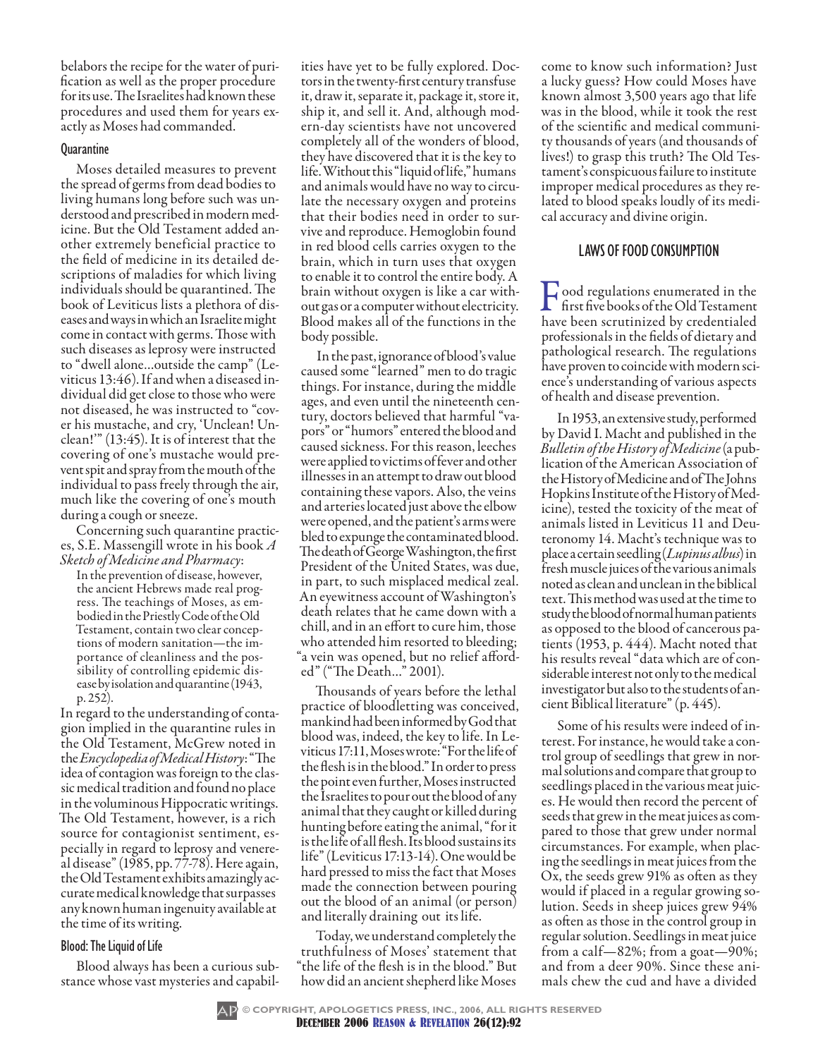belabors the recipe for the water of purification as well as the proper procedure for its use. The Israelites had known these procedures and used them for years exactly as Moses had commanded.

### Quarantine

Moses detailed measures to prevent the spread of germs from dead bodies to living humans long before such was understood and prescribed in modern medicine. But the Old Testament added another extremely beneficial practice to the field of medicine in its detailed descriptions of maladies for which living individuals should be quarantined. The book of Leviticus lists a plethora of diseases and ways in which an Israelite might come in contact with germs. Those with such diseases as leprosy were instructed to "dwell alone...outside the camp" (Leviticus 13:46). If and when a diseased individual did get close to those who were not diseased, he was instructed to "cover his mustache, and cry, 'Unclean! Unclean!'" (13:45). It is of interest that the covering of one's mustache would prevent spit and spray from the mouth of the individual to pass freely through the air, much like the covering of one's mouth during a cough or sneeze.

Concerning such quarantine practices, S.E. Massengill wrote in his book *A Sketch of Medicine and Pharmacy*:

> In the prevention of disease, however, the ancient Hebrews made real progress. The teachings of Moses, as embodied in the Priestly Code of the Old Testament, contain two clear conceptions of modern sanitation—the importance of cleanliness and the possibility of controlling epidemic disease by isolation and quarantine (1943, p. 252).

In regard to the understanding of contagion implied in the quarantine rules in the Old Testament, McGrew noted in the *Encyclopedia of Medical History*: "The idea of contagion was foreign to the classic medical tradition and found no place in the voluminous Hippocratic writings. The Old Testament, however, is a rich source for contagionist sentiment, especially in regard to leprosy and venereal disease" (1985, pp. 77-78). Here again, the Old Testament exhibits amazingly accurate medical knowledge that surpasses any known human ingenuity available at the time of its writing.

### Blood: The Liquid of Life

Blood always has been a curious substance whose vast mysteries and capabilities have yet to be fully explored. Doctors in the twenty-first century transfuse it, draw it, separate it, package it, store it, ship it, and sell it. And, although modern-day scientists have not uncovered completely all of the wonders of blood, they have discovered that it is the key to life. Without this "liquid of life," humans and animals would have no way to circulate the necessary oxygen and proteins that their bodies need in order to survive and reproduce. Hemoglobin found in red blood cells carries oxygen to the brain, which in turn uses that oxygen to enable it to control the entire body. A brain without oxygen is like a car without gas or a computer without electricity. Blood makes all of the functions in the body possible.

In the past, ignorance of blood's value caused some "learned" men to do tragic things. For instance, during the middle ages, and even until the nineteenth century, doctors believed that harmful "vapors" or "humors" entered the blood and caused sickness. For this reason, leeches were applied to victims of fever and other illnesses in an attempt to draw out blood containing these vapors. Also, the veins and arteries located just above the elbow were opened, and the patient's arms were bled to expunge the contaminated blood. The death of George Washington, the first President of the United States, was due, in part, to such misplaced medical zeal. An eyewitness account of Washington's death relates that he came down with a chill, and in an effort to cure him, those who attended him resorted to bleeding; "a vein was opened, but no relief afforded" ("The Death..." 2001).

Thousands of years before the lethal practice of bloodletting was conceived, mankind had been informed by God that blood was, indeed, the key to life. In Leviticus 17:11, Moses wrote: "For the life of the flesh is in the blood." In order to press the point even further, Moses instructed the Israelites to pour out the blood of any animal that they caught or killed during hunting before eating the animal, "for it is the life of all flesh. Its blood sustains its life" (Leviticus 17:13-14). One would be hard pressed to miss the fact that Moses made the connection between pouring out the blood of an animal (or person) and literally draining out its life.

Today, we understand completely the truthfulness of Moses' statement that "the life of the flesh is in the blood." But how did an ancient shepherd like Moses come to know such information? Just a lucky guess? How could Moses have known almost 3,500 years ago that life was in the blood, while it took the rest of the scientific and medical community thousands of years (and thousands of lives!) to grasp this truth? The Old Testament's conspicuous failure to institute improper medical procedures as they related to blood speaks loudly of its medical accuracy and divine origin.

## LAWS OF FOOD CONSUMPTION

Food regulations enumerated in the first five books of the Old Testament have been scrutinized by credentialed professionals in the fields of dietary and pathological research. The regulations have proven to coincide with modern science's understanding of various aspects of health and disease prevention.

In 1953, an extensive study, performed by David I. Macht and published in the *Bulletin of the History of Medicine* (a publication of the American Association of the History of Medicine and of The Johns Hopkins Institute of the History of Medicine), tested the toxicity of the meat of animals listed in Leviticus 11 and Deuteronomy 14. Macht's technique was to place a certain seedling (*Lupinus albus*) in fresh muscle juices of the various animals noted as clean and unclean in the biblical text. This method was used at the time to study the blood of normal human patients as opposed to the blood of cancerous patients (1953, p. 444). Macht noted that his results reveal "data which are of considerable interest not only to the medical investigator but also to the students of ancient Biblical literature" (p. 445).

Some of his results were indeed of interest. For instance, he would take a control group of seedlings that grew in normal solutions and compare that group to seedlings placed in the various meat juices. He would then record the percent of seeds that grew in the meat juices as compared to those that grew under normal circumstances. For example, when placing the seedlings in meat juices from the Ox, the seeds grew 91% as often as they would if placed in a regular growing solution. Seeds in sheep juices grew 94% as often as those in the control group in regular solution. Seedlings in meat juice from a calf—82%; from a goat—90%; and from a deer 90%. Since these animals chew the cud and have a divided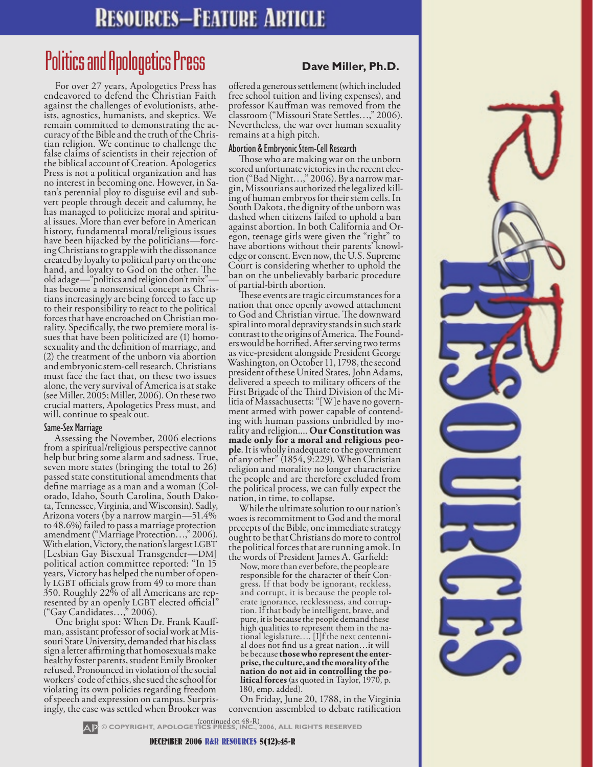# Politics and Apologetics Press

**Dave Miller, Ph.D.**

For over 27 years, Apologetics Press has endeavored to defend the Christian Faith against the challenges of evolutionists, atheists, agnostics, humanists, and skeptics. We remain committed to demonstrating the accuracy of the Bible and the truth of the Christian religion. We continue to challenge the false claims of scientists in their rejection of the biblical account of Creation. Apologetics Press is not a political organization and has no interest in becoming one. However, in Satan's perennial ploy to disguise evil and subvert people through deceit and calumny, he has managed to politicize moral and spiritual issues. More than ever before in American history, fundamental moral/religious issues have been hijacked by the politicians—forcing Christians to grapple with the dissonance created by loyalty to political party on the one hand, and loyalty to God on the other. The old adage—"politics and religion don't mix"—has become a nonsensical concept as Christians increasingly are being forced to face up to their responsibility to react to the political forces that have encroached on Christian morality. Specifically, the two premiere moral issues that have been politicized are (1) homosexuality and the definition of marriage, and (2) the treatment of the unborn via abortion and embryonic stem-cell research. Christians must face the fact that, on these two issues alone, the very survival of America is at stake (see Miller, 2005; Miller, 2006). On these two crucial matters, Apologetics Press must, and will, continue to speak out.

### Same-Sex Marriage

Assessing the November, 2006 elections from a spiritual/religious perspective cannot help but bring some alarm and sadness. True, seven more states (bringing the total to 26) passed state constitutional amendments that define marriage as a man and a woman (Colorado, Idaho, South Carolina, South Dakota, Tennessee, Virginia, and Wisconsin). Sadly, Arizona voters (by a narrow margin—51.4% to 48.6%) failed to pass a marriage protection amendment ("Marriage Protection…," 2006). With elation, Victory, the nation's largest LGBT [Lesbian Gay Bisexual Transgender—DM] political action committee reported: "In 15 years, Victory has helped the number of openly LGBT officials grow from 49 to more than 350. Roughly 22% of all Americans are represented by an openly LGBT elected official" ("Gay Candidates…," 2006).

One bright spot: When Dr. Frank Kauffman, assistant professor of social work at Missouri State University, demanded that his class sign a letter affirming that homosexuals make healthy foster parents, student Emily Brooker refused. Pronounced in violation of the social workers' code of ethics, she sued the school for violating its own policies regarding freedom of speech and expression on campus. Surprisingly, the case was settled when Brooker was offered a generous settlement (which included free school tuition and living expenses), and professor Kauffman was removed from the classroom ("Missouri State Settles…," 2006). Nevertheless, the war over human sexuality remains at a high pitch.

### Abortion & Embryonic Stem-Cell Research

Those who are making war on the unborn scored unfortunate victories in the recent election ("Bad Night…," 2006). By a narrow margin, Missourians authorized the legalized killing of human embryos for their stem cells. In South Dakota, the dignity of the unborn was dashed when citizens failed to uphold a ban against abortion. In both California and Oregon, teenage girls were given the "right" to have abortions without their parents' knowledge or consent. Even now, the U.S. Supreme Court is considering whether to uphold the ban on the unbelievably barbaric procedure of partial-birth abortion.

These events are tragic circumstances for a nation that once openly avowed attachment to God and Christian virtue. The downward spiral into moral depravity stands in such stark contrast to the origins of America. The Founders would be horrified. After serving two terms as vice-president alongside President George Washington, on October 11, 1798, the second president of these United States, John Adams, delivered a speech to military officers of the First Brigade of the Third Division of the Militia of Massachusetts: "[W]e have no government armed with power capable of contending with human passions unbridled by morality and religion.... **Our Constitution was made only for a moral and religious people**. It is wholly inadequate to the government of any other" (1854, 9:229). When Christian religion and morality no longer characterize the people and are therefore excluded from the political process, we can fully expect the nation, in time, to collapse.

While the ultimate solution to our nation's woes is recommitment to God and the moral precepts of the Bible, one immediate strategy ought to be that Christians do more to control the political forces that are running amok. In the words of President James A. Garfield:

> Now, more than ever before, the people are responsible for the character of their Congress. If that body be ignorant, reckless, and corrupt, it is because the people tolerate ignorance, recklessness, and corruption. If that body be intelligent, brave, and pure, it is because the people demand these high qualities to represent them in the national legislature.... [I]f the next centennial does not find us a great nation…it will be because **those who represent the enterprise, the culture, and the morality of the nation do not aid in controlling the political forces** (as quoted in Taylor, 1970, p. 180, emp. added).

On Friday, June 20, 1788, in the Virginia convention assembled to debate ratification

(continued on 48-R)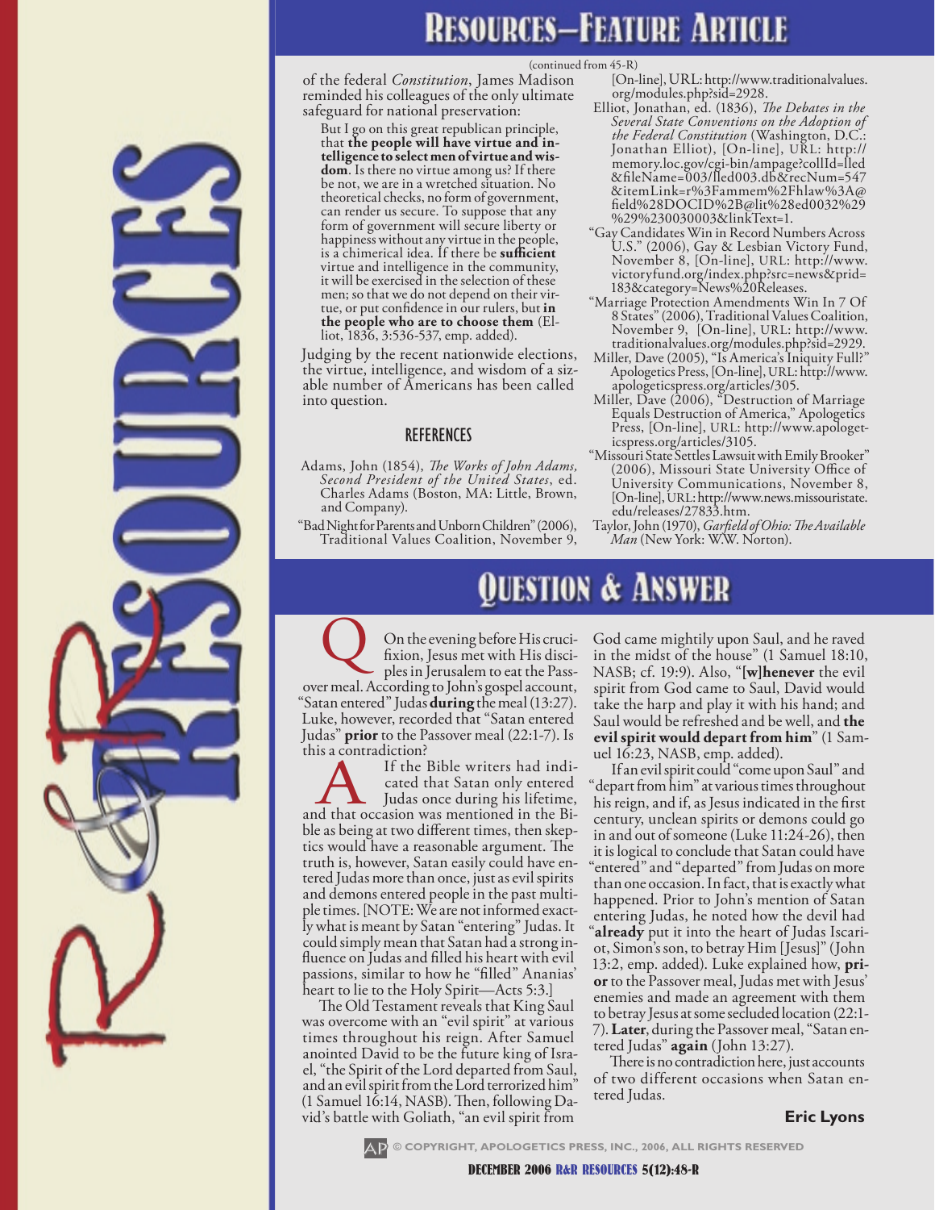## Resources—Feature Article

(continued from 45-R)

of the federal *Constitution*, James Madison reminded his colleagues of the only ultimate safeguard for national preservation:

> But I go on this great republican principle, that **the people will have virtue and intelligence to select men of virtue and wisdom**. Is there no virtue among us? If there be not, we are in a wretched situation. No theoretical checks, no form of government, can render us secure. To suppose that any form of government will secure liberty or happiness without any virtue in the people, is a chimerical idea. If there be **sufficient** virtue and intelligence in the community, it will be exercised in the selection of these men; so that we do not depend on their virtue, or put confidence in our rulers, but **in the people who are to choose them** (Elliot, 1836, 3:536-537, emp. added).

Judging by the recent nationwide elections, the virtue, intelligence, and wisdom of a sizable number of Americans has been called into question.

### References

Adams, John (1854), *The Works of John Adams, Second President of the United States*, ed. Charles Adams (Boston, MA: Little, Brown, and Company).

"Bad Night for Parents and Unborn Children" (2006), Traditional Values Coalition, November 9, [On-line], URL: http://www.traditionalvalues.org/modules.php?sid=2928.

Elliot, Jonathan, ed. (1836), *The Debates in the Several State Conventions on the Adoption of the Federal Constitution* (Washington, D.C.: Jonathan Elliot), [On-line], URL: http://memory.loc.gov/cgi-bin/ampage?collId=lled&fileName=003/lled003.db&recNum=547&itemLink=r%3Fammem%2Fhlaw%3A@field%28DOCID%2B@lit%28ed0032%29%29%230030003&linkText=1.

"Gay Candidates Win in Record Numbers Across U.S." (2006), Gay & Lesbian Victory Fund, November 8, [On-line], URL: http://www.victoryfund.org/index.php?src=news&prid=183&category=News%20Releases.

"Marriage Protection Amendments Win In 7 Of 8 States" (2006), Traditional Values Coalition, November 9, [On-line], URL: http://www.traditionalvalues.org/modules.php?sid=2929.

Miller, Dave (2005), "Is America's Iniquity Full?" Apologetics Press, [On-line], URL: http://www.apologeticspress.org/articles/305.

Miller, Dave (2006), "Destruction of Marriage Equals Destruction of America," Apologetics Press, [On-line], URL: http://www.apologeticspress.org/articles/3105.

"Missouri State Settles Lawsuit with Emily Brooker" (2006), Missouri State University Office of University Communications, November 8, [On-line], URL: http://www.news.missouristate.edu/releases/27833.htm.

Taylor, John (1970), *Garfield of Ohio: The Available Man* (New York: W.W. Norton).

## Question & Answer

**Q** On the evening before His crucifixion, Jesus met with His disciples in Jerusalem to eat the Passover meal. According to John's gospel account, "Satan entered" Judas **during** the meal (13:27). Luke, however, recorded that "Satan entered Judas" **prior** to the Passover meal (22:1-7). Is this a contradiction?

**A** If the Bible writers had indicated that Satan only entered Judas once during his lifetime, and that occasion was mentioned in the Bible as being at two different times, then skeptics would have a reasonable argument. The truth is, however, Satan easily could have entered Judas more than once, just as evil spirits and demons entered people in the past multiple times. [NOTE: We are not informed exactly what is meant by Satan "entering" Judas. It could simply mean that Satan had a strong influence on Judas and filled his heart with evil passions, similar to how he "filled" Ananias' heart to lie to the Holy Spirit—Acts 5:3.]

The Old Testament reveals that King Saul was overcome with an "evil spirit" at various times throughout his reign. After Samuel anointed David to be the future king of Israel, "the Spirit of the Lord departed from Saul, and an evil spirit from the Lord terrorized him" (1 Samuel 16:14, NASB). Then, following David's battle with Goliath, "an evil spirit from God came mightily upon Saul, and he raved in the midst of the house" (1 Samuel 18:10, NASB; cf. 19:9). Also, "**[w]henever** the evil spirit from God came to Saul, David would take the harp and play it with his hand; and Saul would be refreshed and be well, and **the evil spirit would depart from him**" (1 Samuel 16:23, NASB, emp. added).

If an evil spirit could "come upon Saul" and "depart from him" at various times throughout his reign, and if, as Jesus indicated in the first century, unclean spirits or demons could go in and out of someone (Luke 11:24-26), then it is logical to conclude that Satan could have "entered" and "departed" from Judas on more than one occasion. In fact, that is exactly what happened. Prior to John's mention of Satan entering Judas, he noted how the devil had "**already** put it into the heart of Judas Iscariot, Simon's son, to betray Him [Jesus]" (John 13:2, emp. added). Luke explained how, **prior** to the Passover meal, Judas met with Jesus' enemies and made an agreement with them to betray Jesus at some secluded location (22:1-7). **Later**, during the Passover meal, "Satan entered Judas" **again** (John 13:27).

There is no contradiction here, just accounts of two different occasions when Satan entered Judas.

**Eric Lyons**

© COPYRIGHT, APOLOGETICS PRESS, INC., 2006, ALL RIGHTS RESERVED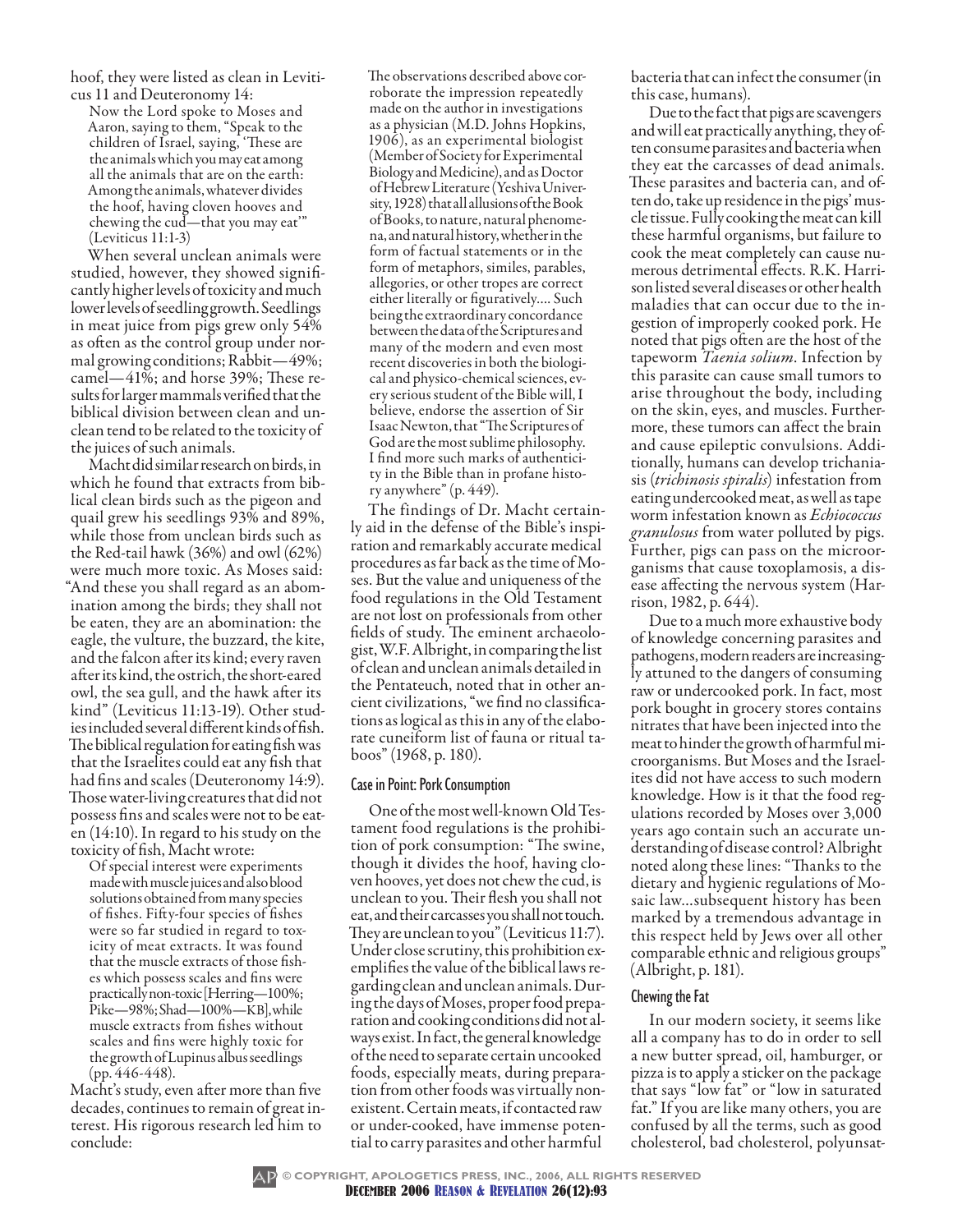hoof, they were listed as clean in Leviticus 11 and Deuteronomy 14:

> Now the Lord spoke to Moses and Aaron, saying to them, "Speak to the children of Israel, saying, 'These are the animals which you may eat among all the animals that are on the earth: Among the animals, whatever divides the hoof, having cloven hooves and chewing the cud—that you may eat'" (Leviticus 11:1-3)

When several unclean animals were studied, however, they showed significantly higher levels of toxicity and much lower levels of seedling growth. Seedlings in meat juice from pigs grew only 54% as often as the control group under normal growing conditions; Rabbit—49%; camel—41%; and horse 39%; These results for larger mammals verified that the biblical division between clean and unclean tend to be related to the toxicity of the juices of such animals.

Macht did similar research on birds, in which he found that extracts from biblical clean birds such as the pigeon and quail grew his seedlings 93% and 89%, while those from unclean birds such as the Red-tail hawk (36%) and owl (62%) were much more toxic. As Moses said: "And these you shall regard as an abomination among the birds; they shall not be eaten, they are an abomination: the eagle, the vulture, the buzzard, the kite, and the falcon after its kind; every raven after its kind, the ostrich, the short-eared owl, the sea gull, and the hawk after its kind" (Leviticus 11:13-19). Other studies included several different kinds of fish. The biblical regulation for eating fish was that the Israelites could eat any fish that had fins and scales (Deuteronomy 14:9). Those water-living creatures that did not possess fins and scales were not to be eaten (14:10). In regard to his study on the toxicity of fish, Macht wrote:

> Of special interest were experiments made with muscle juices and also blood solutions obtained from many species of fishes. Fifty-four species of fishes were so far studied in regard to toxicity of meat extracts. It was found that the muscle extracts of those fishes which possess scales and fins were practically non-toxic [Herring—100%; Pike—98%; Shad—100%—KB], while muscle extracts from fishes without scales and fins were highly toxic for the growth of Lupinus albus seedlings (pp. 446-448).

Macht's study, even after more than five decades, continues to remain of great interest. His rigorous research led him to conclude:

> The observations described above corroborate the impression repeatedly made on the author in investigations as a physician (M.D. Johns Hopkins, 1906), as an experimental biologist (Member of Society for Experimental Biology and Medicine), and as Doctor of Hebrew Literature (Yeshiva University, 1928) that all allusions of the Book of Books, to nature, natural phenomena, and natural history, whether in the form of factual statements or in the form of metaphors, similes, parables, allegories, or other tropes are correct either literally or figuratively.... Such being the extraordinary concordance between the data of the Scriptures and many of the modern and even most recent discoveries in both the biological and physico-chemical sciences, every serious student of the Bible will, I believe, endorse the assertion of Sir Isaac Newton, that "The Scriptures of God are the most sublime philosophy. I find more such marks of authenticity in the Bible than in profane history anywhere" (p. 449).

The findings of Dr. Macht certainly aid in the defense of the Bible's inspiration and remarkably accurate medical procedures as far back as the time of Moses. But the value and uniqueness of the food regulations in the Old Testament are not lost on professionals from other fields of study. The eminent archaeologist, W.F. Albright, in comparing the list of clean and unclean animals detailed in the Pentateuch, noted that in other ancient civilizations, "we find no classifications as logical as this in any of the elaborate cuneiform list of fauna or ritual taboos" (1968, p. 180).

## Case in Point: Pork Consumption

One of the most well-known Old Testament food regulations is the prohibition of pork consumption: "The swine, though it divides the hoof, having cloven hooves, yet does not chew the cud, is unclean to you. Their flesh you shall not eat, and their carcasses you shall not touch. They are unclean to you" (Leviticus 11:7). Under close scrutiny, this prohibition exemplifies the value of the biblical laws regarding clean and unclean animals. During the days of Moses, proper food preparation and cooking conditions did not always exist. In fact, the general knowledge of the need to separate certain uncooked foods, especially meats, during preparation from other foods was virtually nonexistent. Certain meats, if contacted raw or under-cooked, have immense potential to carry parasites and other harmful bacteria that can infect the consumer (in this case, humans).

Due to the fact that pigs are scavengers and will eat practically anything, they often consume parasites and bacteria when they eat the carcasses of dead animals. These parasites and bacteria can, and often do, take up residence in the pigs' muscle tissue. Fully cooking the meat can kill these harmful organisms, but failure to cook the meat completely can cause numerous detrimental effects. R.K. Harrison listed several diseases or other health maladies that can occur due to the ingestion of improperly cooked pork. He noted that pigs often are the host of the tapeworm *Taenia solium*. Infection by this parasite can cause small tumors to arise throughout the body, including on the skin, eyes, and muscles. Furthermore, these tumors can affect the brain and cause epileptic convulsions. Additionally, humans can develop trichaniasis (*trichinosis spiralis*) infestation from eating undercooked meat, as well as tape worm infestation known as *Echiococcus granulosus* from water polluted by pigs. Further, pigs can pass on the microorganisms that cause toxoplamosis, a disease affecting the nervous system (Harrison, 1982, p. 644).

Due to a much more exhaustive body of knowledge concerning parasites and pathogens, modern readers are increasingly attuned to the dangers of consuming raw or undercooked pork. In fact, most pork bought in grocery stores contains nitrates that have been injected into the meat to hinder the growth of harmful microorganisms. But Moses and the Israelites did not have access to such modern knowledge. How is it that the food regulations recorded by Moses over 3,000 years ago contain such an accurate understanding of disease control? Albright noted along these lines: "Thanks to the dietary and hygienic regulations of Mosaic law...subsequent history has been marked by a tremendous advantage in this respect held by Jews over all other comparable ethnic and religious groups" (Albright, p. 181).

## Chewing the Fat

In our modern society, it seems like all a company has to do in order to sell a new butter spread, oil, hamburger, or pizza is to apply a sticker on the package that says "low fat" or "low in saturated fat." If you are like many others, you are confused by all the terms, such as good cholesterol, bad cholesterol, polyunsat-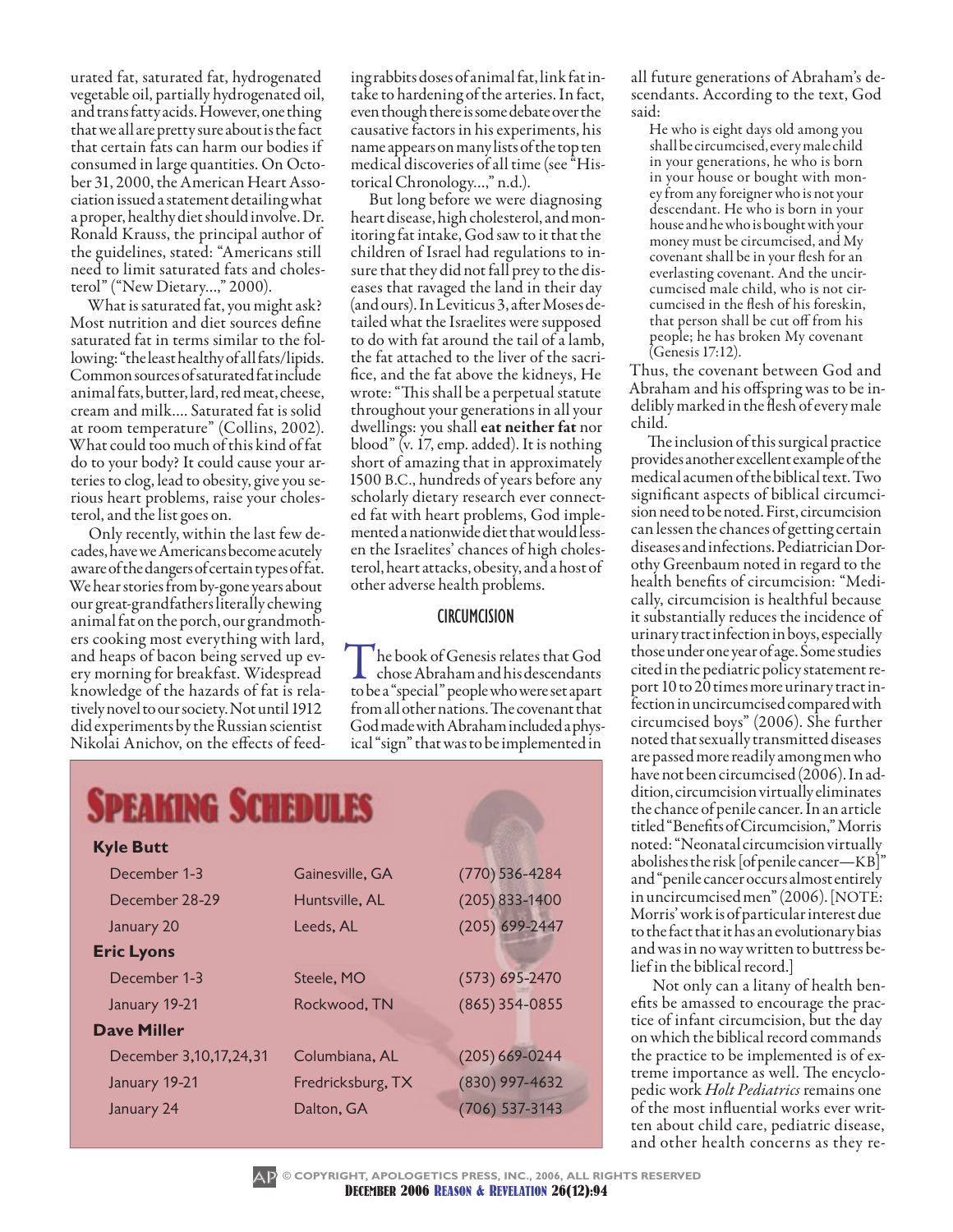urated fat, saturated fat, hydrogenated vegetable oil, partially hydrogenated oil, and trans fatty acids. However, one thing that we all are pretty sure about is the fact that certain fats can harm our bodies if consumed in large quantities. On October 31, 2000, the American Heart Association issued a statement detailing what a proper, healthy diet should involve. Dr. Ronald Krauss, the principal author of the guidelines, stated: "Americans still need to limit saturated fats and cholesterol" ("New Dietary...," 2000).

What is saturated fat, you might ask? Most nutrition and diet sources define saturated fat in terms similar to the following: "the least healthy of all fats/lipids. Common sources of saturated fat include animal fats, butter, lard, red meat, cheese, cream and milk.... Saturated fat is solid at room temperature" (Collins, 2002). What could too much of this kind of fat do to your body? It could cause your arteries to clog, lead to obesity, give you serious heart problems, raise your cholesterol, and the list goes on.

Only recently, within the last few decades, have we Americans become acutely aware of the dangers of certain types of fat. We hear stories from by-gone years about our great-grandfathers literally chewing animal fat on the porch, our grandmothers cooking most everything with lard, and heaps of bacon being served up every morning for breakfast. Widespread knowledge of the hazards of fat is relatively novel to our society. Not until 1912 did experiments by the Russian scientist Nikolai Anichov, on the effects of feeding rabbits doses of animal fat, link fat intake to hardening of the arteries. In fact, even though there is some debate over the causative factors in his experiments, his name appears on many lists of the top ten medical discoveries of all time (see "Historical Chronology...," n.d.).

But long before we were diagnosing heart disease, high cholesterol, and monitoring fat intake, God saw to it that the children of Israel had regulations to insure that they did not fall prey to the diseases that ravaged the land in their day (and ours). In Leviticus 3, after Moses detailed what the Israelites were supposed to do with fat around the tail of a lamb, the fat attached to the liver of the sacrifice, and the fat above the kidneys, He wrote: "This shall be a perpetual statute throughout your generations in all your dwellings: you shall **eat neither fat** nor blood" (v. 17, emp. added). It is nothing short of amazing that in approximately 1500 B.C., hundreds of years before any scholarly dietary research ever connected fat with heart problems, God implemented a nationwide diet that would lessen the Israelites' chances of high cholesterol, heart attacks, obesity, and a host of other adverse health problems.

## CIRCUMCISION

The book of Genesis relates that God chose Abraham and his descendants to be a "special" people who were set apart from all other nations. The covenant that God made with Abraham included a physical "sign" that was to be implemented in all future generations of Abraham's descendants. According to the text, God said:

> He who is eight days old among you shall be circumcised, every male child in your generations, he who is born in your house or bought with money from any foreigner who is not your descendant. He who is born in your house and he who is bought with your money must be circumcised, and My covenant shall be in your flesh for an everlasting covenant. And the uncircumcised male child, who is not circumcised in the flesh of his foreskin, that person shall be cut off from his people; he has broken My covenant (Genesis 17:12).

Thus, the covenant between God and Abraham and his offspring was to be indelibly marked in the flesh of every male child.

The inclusion of this surgical practice provides another excellent example of the medical acumen of the biblical text. Two significant aspects of biblical circumcision need to be noted. First, circumcision can lessen the chances of getting certain diseases and infections. Pediatrician Dorothy Greenbaum noted in regard to the health benefits of circumcision: "Medically, circumcision is healthful because it substantially reduces the incidence of urinary tract infection in boys, especially those under one year of age. Some studies cited in the pediatric policy statement report 10 to 20 times more urinary tract infection in uncircumcised compared with circumcised boys" (2006). She further noted that sexually transmitted diseases are passed more readily among men who have not been circumcised (2006). In addition, circumcision virtually eliminates the chance of penile cancer. In an article titled "Benefits of Circumcision," Morris noted: "Neonatal circumcision virtually abolishes the risk [of penile cancer—KB]" and "penile cancer occurs almost entirely in uncircumcised men" (2006). [NOTE: Morris' work is of particular interest due to the fact that it has an evolutionary bias and was in no way written to buttress belief in the biblical record.]

Not only can a litany of health benefits be amassed to encourage the practice of infant circumcision, but the day on which the biblical record commands the practice to be implemented is of extreme importance as well. The encyclopedic work *Holt Pediatrics* remains one of the most influential works ever written about child care, pediatric disease, and other health concerns as they re-

## SPEAKING SCHEDULES

| | | |
|---|---|---|
| **Kyle Butt** | | |
| December 1-3 | Gainesville, GA | (770) 536-4284 |
| December 28-29 | Huntsville, AL | (205) 833-1400 |
| January 20 | Leeds, AL | (205) 699-2447 |
| **Eric Lyons** | | |
| December 1-3 | Steele, MO | (573) 695-2470 |
| January 19-21 | Rockwood, TN | (865) 354-0855 |
| **Dave Miller** | | |
| December 3,10,17,24,31 | Columbiana, AL | (205) 669-0244 |
| January 19-21 | Fredricksburg, TX | (830) 997-4632 |
| January 24 | Dalton, GA | (706) 537-3143 |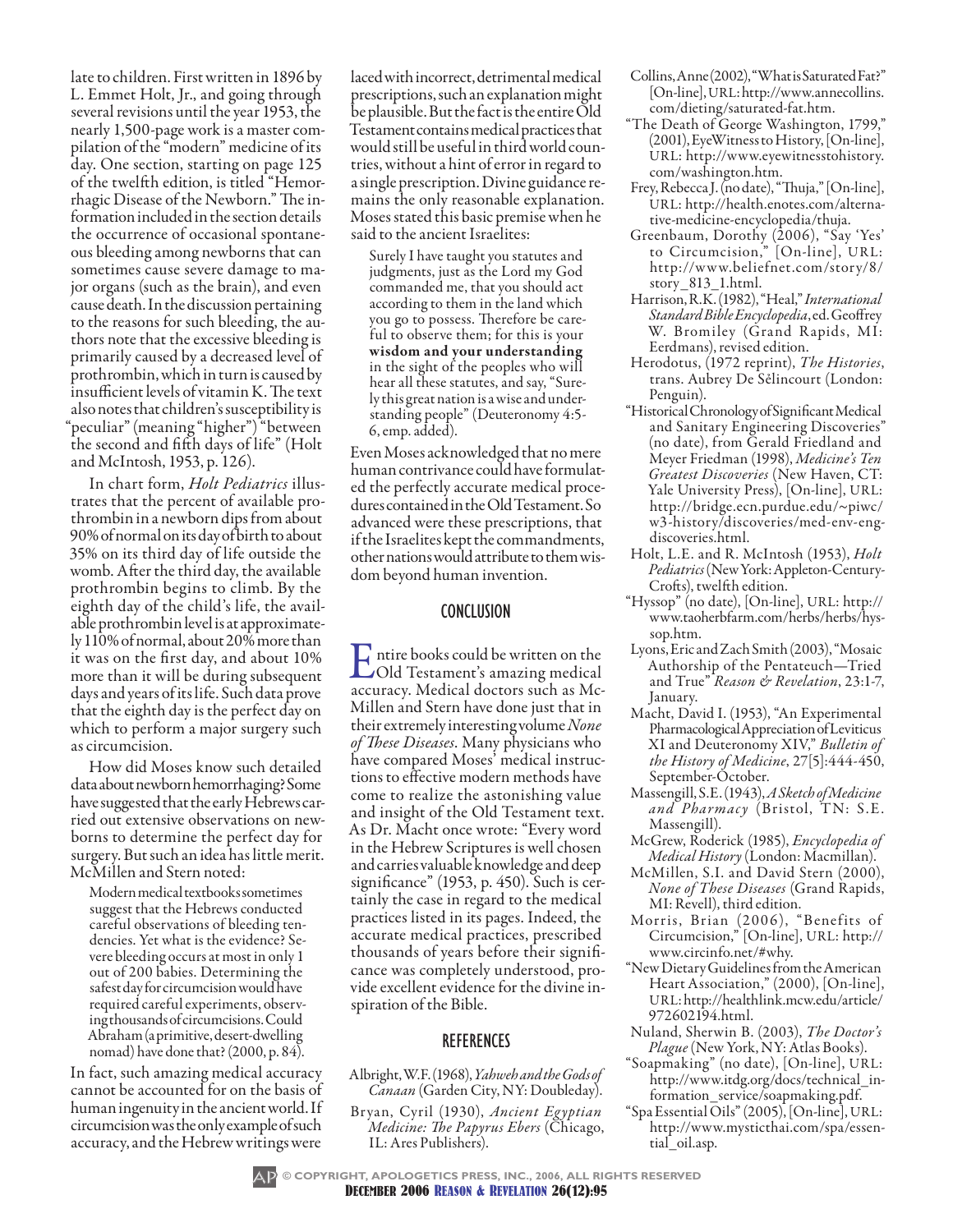late to children. First written in 1896 by L. Emmet Holt, Jr., and going through several revisions until the year 1953, the nearly 1,500-page work is a master compilation of the "modern" medicine of its day. One section, starting on page 125 of the twelfth edition, is titled "Hemorrhagic Disease of the Newborn." The information included in the section details the occurrence of occasional spontaneous bleeding among newborns that can sometimes cause severe damage to major organs (such as the brain), and even cause death. In the discussion pertaining to the reasons for such bleeding, the authors note that the excessive bleeding is primarily caused by a decreased level of prothrombin, which in turn is caused by insufficient levels of vitamin K. The text also notes that children's susceptibility is "peculiar" (meaning "higher") "between the second and fifth days of life" (Holt and McIntosh, 1953, p. 126).

In chart form, *Holt Pediatrics* illustrates that the percent of available prothrombin in a newborn dips from about 90% of normal on its day of birth to about 35% on its third day of life outside the womb. After the third day, the available prothrombin begins to climb. By the eighth day of the child's life, the available prothrombin level is at approximately 110% of normal, about 20% more than it was on the first day, and about 10% more than it will be during subsequent days and years of its life. Such data prove that the eighth day is the perfect day on which to perform a major surgery such as circumcision.

How did Moses know such detailed data about newborn hemorrhaging? Some have suggested that the early Hebrews carried out extensive observations on newborns to determine the perfect day for surgery. But such an idea has little merit. McMillen and Stern noted:

> Modern medical textbooks sometimes suggest that the Hebrews conducted careful observations of bleeding tendencies. Yet what is the evidence? Severe bleeding occurs at most in only 1 out of 200 babies. Determining the safest day for circumcision would have required careful experiments, observing thousands of circumcisions. Could Abraham (a primitive, desert-dwelling nomad) have done that? (2000, p. 84).

In fact, such amazing medical accuracy cannot be accounted for on the basis of human ingenuity in the ancient world. If circumcision was the only example of such accuracy, and the Hebrew writings were laced with incorrect, detrimental medical prescriptions, such an explanation might be plausible. But the fact is the entire Old Testament contains medical practices that would still be useful in third world countries, without a hint of error in regard to a single prescription. Divine guidance remains the only reasonable explanation. Moses stated this basic premise when he said to the ancient Israelites:

> Surely I have taught you statutes and judgments, just as the Lord my God commanded me, that you should act according to them in the land which you go to possess. Therefore be careful to observe them; for this is your **wisdom and your understanding** in the sight of the peoples who will hear all these statutes, and say, "Surely this great nation is a wise and understanding people" (Deuteronomy 4:5-6, emp. added).

Even Moses acknowledged that no mere human contrivance could have formulated the perfectly accurate medical procedures contained in the Old Testament. So advanced were these prescriptions, that if the Israelites kept the commandments, other nations would attribute to them wisdom beyond human invention.

## CONCLUSION

Entire books could be written on the Old Testament's amazing medical accuracy. Medical doctors such as McMillen and Stern have done just that in their extremely interesting volume *None of These Diseases*. Many physicians who have compared Moses' medical instructions to effective modern methods have come to realize the astonishing value and insight of the Old Testament text. As Dr. Macht once wrote: "Every word in the Hebrew Scriptures is well chosen and carries valuable knowledge and deep significance" (1953, p. 450). Such is certainly the case in regard to the medical practices listed in its pages. Indeed, the accurate medical practices, prescribed thousands of years before their significance was completely understood, provide excellent evidence for the divine inspiration of the Bible.

## REFERENCES

Albright, W.F. (1968), *Yahweh and the Gods of Canaan* (Garden City, NY: Doubleday).

Bryan, Cyril (1930), *Ancient Egyptian Medicine: The Papyrus Ebers* (Chicago, IL: Ares Publishers).

Collins, Anne (2002), "What is Saturated Fat?" [On-line], URL: http://www.annecollins.com/dieting/saturated-fat.htm.

"The Death of George Washington, 1799," (2001), EyeWitness to History, [On-line], URL: http://www.eyewitnesstohistory.com/washington.htm.

Frey, Rebecca J. (no date), "Thuja," [On-line], URL: http://health.enotes.com/alternative-medicine-encyclopedia/thuja.

Greenbaum, Dorothy (2006), "Say 'Yes' to Circumcision," [On-line], URL: http://www.beliefnet.com/story/8/story_813_1.html.

Harrison, R.K. (1982), "Heal," *International Standard Bible Encyclopedia*, ed. Geoffrey W. Bromiley (Grand Rapids, MI: Eerdmans), revised edition.

Herodotus, (1972 reprint), *The Histories*, trans. Aubrey De Sélincourt (London: Penguin).

"Historical Chronology of Significant Medical and Sanitary Engineering Discoveries" (no date), from Gerald Friedland and Meyer Friedman (1998), *Medicine's Ten Greatest Discoveries* (New Haven, CT: Yale University Press), [On-line], URL: http://bridge.ecn.purdue.edu/~piwc/w3-history/discoveries/med-env-eng-discoveries.html.

Holt, L.E. and R. McIntosh (1953), *Holt Pediatrics* (New York: Appleton-Century-Crofts), twelfth edition.

"Hyssop" (no date), [On-line], URL: http://www.taoherbfarm.com/herbs/herbs/hyssop.htm.

Lyons, Eric and Zach Smith (2003), "Mosaic Authorship of the Pentateuch—Tried and True" *Reason & Revelation*, 23:1-7, January.

Macht, David I. (1953), "An Experimental Pharmacological Appreciation of Leviticus XI and Deuteronomy XIV," *Bulletin of the History of Medicine*, 27[5]:444-450, September-October.

Massengill, S.E. (1943), *A Sketch of Medicine and Pharmacy* (Bristol, TN: S.E. Massengill).

McGrew, Roderick (1985), *Encyclopedia of Medical History* (London: Macmillan).

McMillen, S.I. and David Stern (2000), *None of These Diseases* (Grand Rapids, MI: Revell), third edition.

Morris, Brian (2006), "Benefits of Circumcision," [On-line], URL: http://www.circinfo.net/#why.

"New Dietary Guidelines from the American Heart Association," (2000), [On-line], URL: http://healthlink.mcw.edu/article/972602194.html.

Nuland, Sherwin B. (2003), *The Doctor's Plague* (New York, NY: Atlas Books).

"Soapmaking" (no date), [On-line], URL: http://www.itdg.org/docs/technical_information_service/soapmaking.pdf.

"Spa Essential Oils" (2005), [On-line], URL: http://www.mysticthai.com/spa/essential_oil.asp.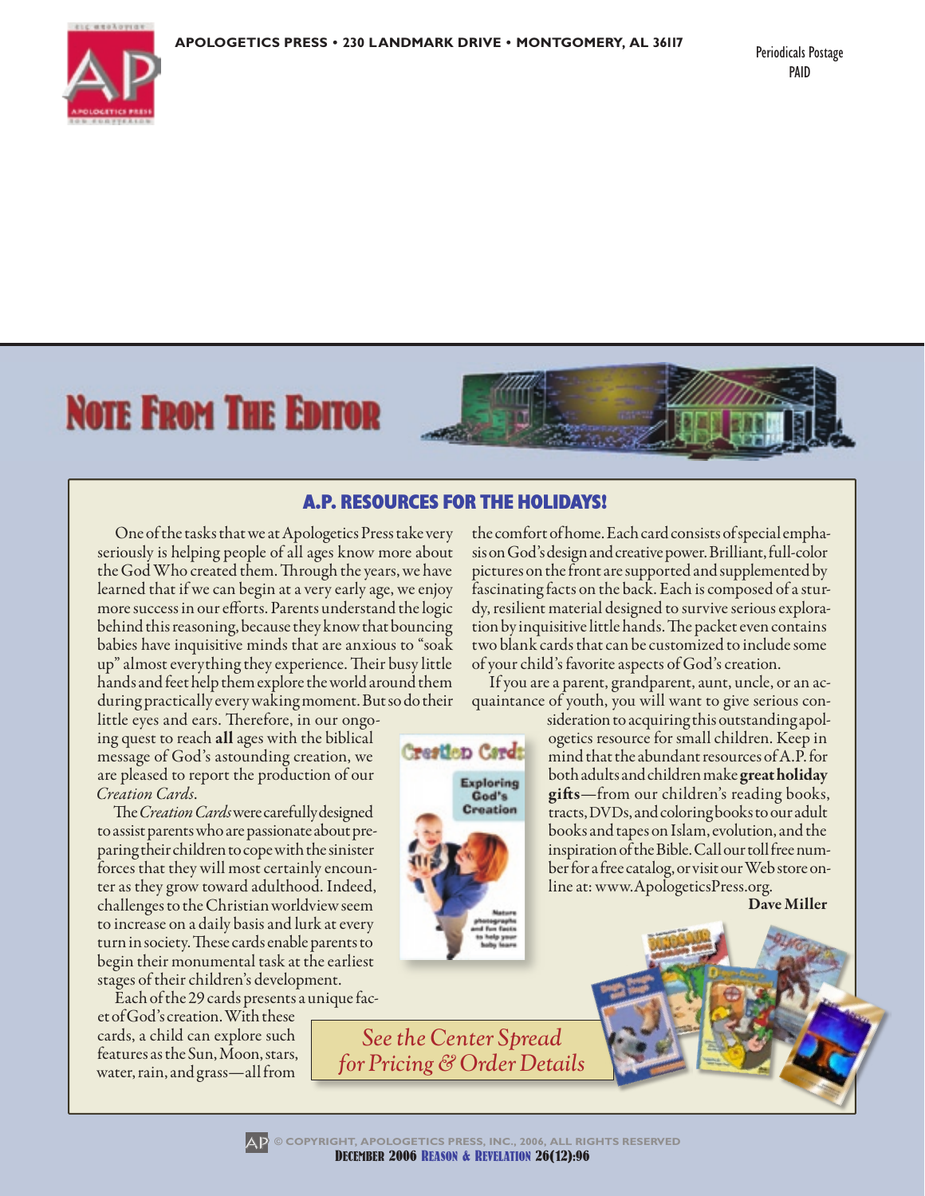APOLOGETICS PRESS • 230 LANDMARK DRIVE • MONTGOMERY, AL 36117

Periodicals Postage PAID

# Note From The Editor

## A.P. RESOURCES FOR THE HOLIDAYS!

One of the tasks that we at Apologetics Press take very seriously is helping people of all ages know more about the God Who created them. Through the years, we have learned that if we can begin at a very early age, we enjoy more success in our efforts. Parents understand the logic behind this reasoning, because they know that bouncing babies have inquisitive minds that are anxious to "soak up" almost everything they experience. Their busy little hands and feet help them explore the world around them during practically every waking moment. But so do their little eyes and ears. Therefore, in our ongoing quest to reach **all** ages with the biblical message of God's astounding creation, we are pleased to report the production of our *Creation Cards*.

The *Creation Cards* were carefully designed to assist parents who are passionate about preparing their children to cope with the sinister forces that they will most certainly encounter as they grow toward adulthood. Indeed, challenges to the Christian worldview seem to increase on a daily basis and lurk at every turn in society. These cards enable parents to begin their monumental task at the earliest stages of their children's development.

Each of the 29 cards presents a unique facet of God's creation. With these cards, a child can explore such features as the Sun, Moon, stars, water, rain, and grass—all from the comfort of home. Each card consists of special emphasis on God's design and creative power. Brilliant, full-color pictures on the front are supported and supplemented by fascinating facts on the back. Each is composed of a sturdy, resilient material designed to survive serious exploration by inquisitive little hands. The packet even contains two blank cards that can be customized to include some of your child's favorite aspects of God's creation.

If you are a parent, grandparent, aunt, uncle, or an acquaintance of youth, you will want to give serious consideration to acquiring this outstanding apologetics resource for small children. Keep in mind that the abundant resources of A.P. for both adults and children make **great holiday gifts**—from our children's reading books, tracts, DVDs, and coloring books to our adult books and tapes on Islam, evolution, and the inspiration of the Bible. Call our toll free number for a free catalog, or visit our Web store online at: www.ApologeticsPress.org.

**Dave Miller**

*See the Center Spread for Pricing & Order Details*

© COPYRIGHT, APOLOGETICS PRESS, INC., 2006, ALL RIGHTS RESERVED